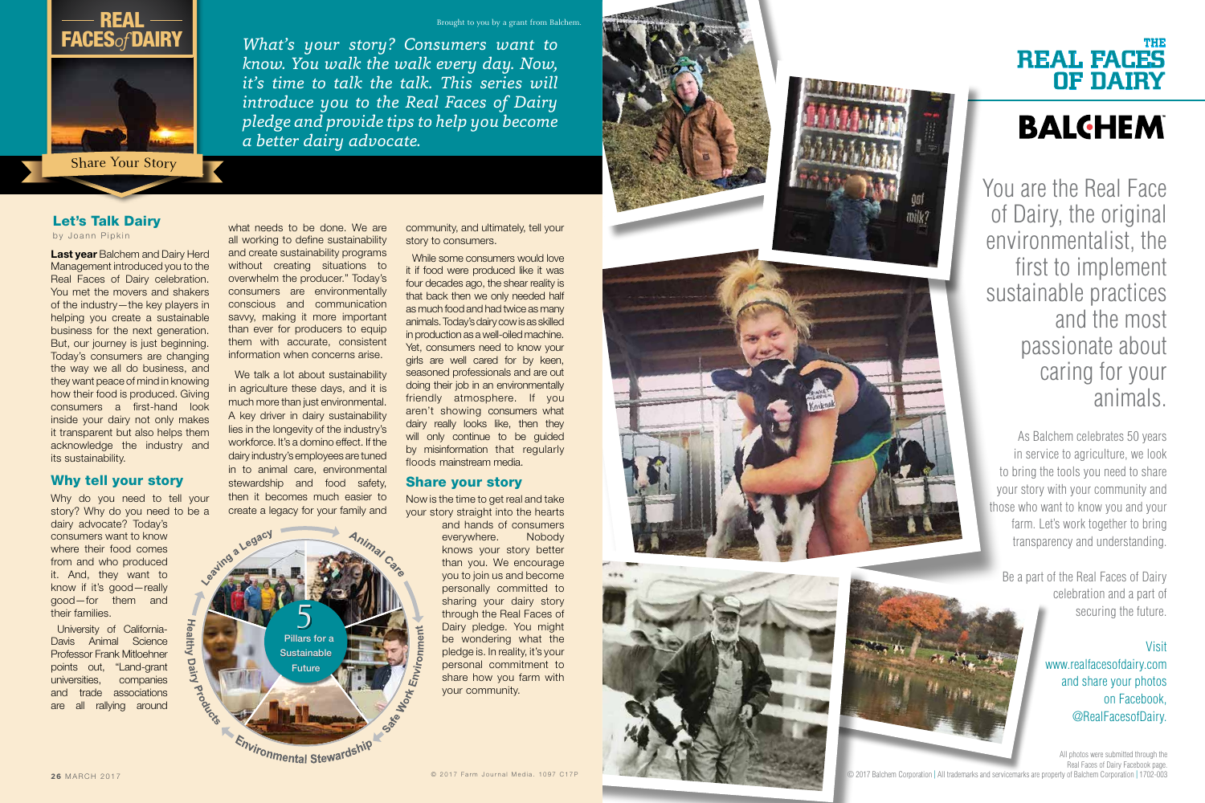# REAL FACES of DAIRY

Share Your Story

Brought to you by a grant from Balchem.

*What's your story? Consumers want to know. You walk the walk every day. Now, it's time to talk the talk. This series will introduce you to the Real Faces of Dairy pledge and provide tips to help you become a better dairy advocate.*

## Let's Talk Dairy

by Joann Pipkin

**Last year** Balchem and Dairy Herd Management introduced you to the Real Faces of Dairy celebration. You met the movers and shakers of the industry—the key players in helping you create a sustainable business for the next generation. But, our journey is just beginning. Today's consumers are changing the way we all do business, and they want peace of mind in knowing how their food is produced. Giving consumers a first-hand look inside your dairy not only makes it transparent but also helps them acknowledge the industry and its sustainability.

## Why tell your story

Why do you need to tell your story? Why do you need to be a dairy advocate? Today's consumers want to know where their food comes from and who produced it. And, they want to know if it's good—really good—for them and their families.

University of California-Davis Animal Science Professor Frank Mitloehner points out, "Land-grant universities, companies and trade associations are all rallying around what needs to be done. We are all working to define sustainability and create sustainability programs without creating situations to overwhelm the producer." Today's consumers are environmentally conscious and communication savvy, making it more important than ever for producers to equip them with accurate, consistent information when concerns arise.

We talk a lot about sustainability in agriculture these days, and it is much more than just environmental. A key driver in dairy sustainability lies in the longevity of the industry's workforce. It's a domino effect. If the dairy industry's employees are tuned in to animal care, environmental stewardship and food safety, then it becomes much easier to create a legacy for your family and community, and ultimately, tell your story to consumers.

While some consumers would love it if food were produced like it was four decades ago, the shear reality is that back then we only needed half as much food and had twice as many animals. Today's dairy cow is as skilled in production as a well-oiled machine. Yet, consumers need to know your girls are well cared for by keen, seasoned professionals and are out doing their job in an environmentally friendly atmosphere. If you aren't showing consumers what dairy really looks like, then they will only continue to be guided by misinformation that regularly floods mainstream media.

## Share your story

Now is the time to get real and take your story straight into the hearts and hands of consumers everywhere. Nobody knows your story better than you. We encourage you to join us and become personally committed to sharing your dairy story through the Real Faces of Dairy pledge. You might be wondering what the pledge is. In reality, it's your personal commitment to share how you farm with your community.

5 Pillars for a Sustainable Future: Leaving a Legacy, Animal Care, Safe Work Environment, Environmental Stewardship, Healthy Dairy Products

© 2017 Farm Journal Media. 1097 C17P

# THE REAL FACES OF DAIRY

BALCHEM

You are the Real Face of Dairy, the original environmentalist, the first to implement sustainable practices and the most passionate about caring for your animals.

As Balchem celebrates 50 years in service to agriculture, we look to bring the tools you need to share your story with your community and those who want to know you and your farm. Let's work together to bring transparency and understanding.

Be a part of the Real Faces of Dairy celebration and a part of securing the future.

Visit www.realfacesofdairy.com and share your photos on Facebook, @RealFacesofDairy.

All photos were submitted through the Real Faces of Dairy Facebook page.

© 2017 Balchem Corporation | All trademarks and servicemarks are property of Balchem Corporation | 1702-003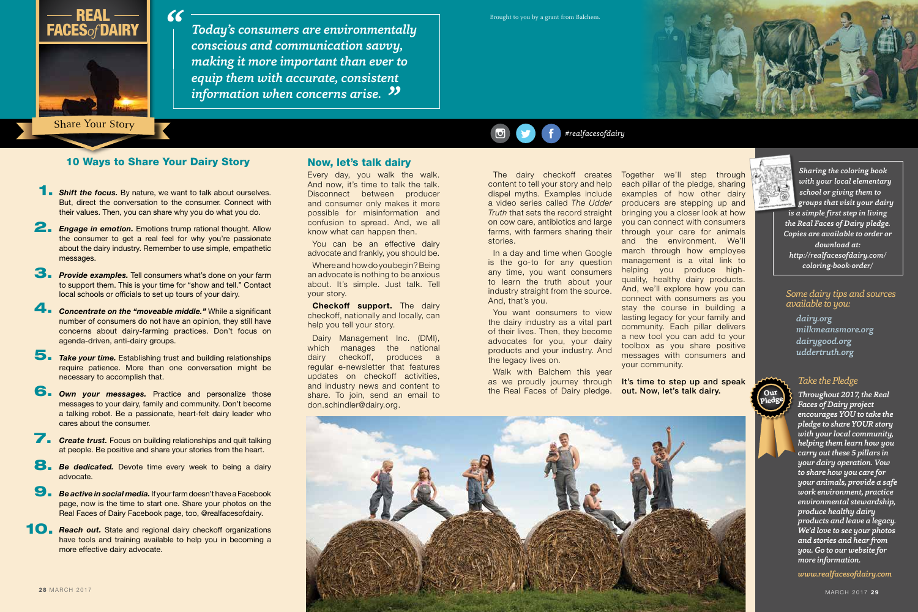# REAL FACES of DAIRY

Share Your Story

> *Today's consumers are environmentally conscious and communication savvy, making it more important than ever to equip them with accurate, consistent information when concerns arise.*

Brought to you by a grant from Balchem.

*#realfacesofdairy*

## 10 Ways to Share Your Dairy Story

1. ***Shift the focus.*** By nature, we want to talk about ourselves. But, direct the conversation to the consumer. Connect with their values. Then, you can share why you do what you do.

2. ***Engage in emotion.*** Emotions trump rational thought. Allow the consumer to get a real feel for why you're passionate about the dairy industry. Remember to use simple, empathetic messages.

3. ***Provide examples.*** Tell consumers what's done on your farm to support them. This is your time for "show and tell." Contact local schools or officials to set up tours of your dairy.

4. ***Concentrate on the "moveable middle."*** While a significant number of consumers do not have an opinion, they still have concerns about dairy-farming practices. Don't focus on agenda-driven, anti-dairy groups.

5. ***Take your time.*** Establishing trust and building relationships require patience. More than one conversation might be necessary to accomplish that.

6. ***Own your messages.*** Practice and personalize those messages to your dairy, family and community. Don't become a talking robot. Be a passionate, heart-felt dairy leader who cares about the consumer.

7. ***Create trust.*** Focus on building relationships and quit talking at people. Be positive and share your stories from the heart.

8. ***Be dedicated.*** Devote time every week to being a dairy advocate.

9. ***Be active in social media.*** If your farm doesn't have a Facebook page, now is the time to start one. Share your photos on the Real Faces of Dairy Facebook page, too, @realfacesofdairy.

10. ***Reach out.*** State and regional dairy checkoff organizations have tools and training available to help you in becoming a more effective dairy advocate.

## Now, let's talk dairy

Every day, you walk the walk. And now, it's time to talk the talk. Disconnect between producer and consumer only makes it more possible for misinformation and confusion to spread. And, we all know what can happen then.

You can be an effective dairy advocate and frankly, you should be.

Where and how do you begin? Being an advocate is nothing to be anxious about. It's simple. Just talk. Tell your story.

**Checkoff support.** The dairy checkoff, nationally and locally, can help you tell your story.

Dairy Management Inc. (DMI), which manages the national dairy checkoff, produces a regular e-newsletter that features updates on checkoff activities, and industry news and content to share. To join, send an email to don.schindler@dairy.org.

The dairy checkoff creates content to tell your story and help dispel myths. Examples include a video series called *The Udder Truth* that sets the record straight on cow care, antibiotics and large farms, with farmers sharing their stories.

In a day and time when Google is the go-to for any question any time, you want consumers to learn the truth about your industry straight from the source. And, that's you.

You want consumers to view the dairy industry as a vital part of their lives. Then, they become advocates for you, your dairy products and your industry. And the legacy lives on.

Walk with Balchem this year as we proudly journey through the Real Faces of Dairy pledge.

Together we'll step through each pillar of the pledge, sharing examples of how other dairy producers are stepping up and bringing you a closer look at how you can connect with consumers through your care for animals and the environment. We'll march through how employee management is a vital link to helping you produce high-quality, healthy dairy products. And, we'll explore how you can connect with consumers as you stay the course in building a lasting legacy for your family and community. Each pillar delivers a new tool you can add to your toolbox as you share positive messages with consumers and your community.

**It's time to step up and speak out. Now, let's talk dairy.**

*Sharing the coloring book with your local elementary school or giving them to groups that visit your dairy is a simple first step in living the Real Faces of Dairy pledge. Copies are available to order or download at: http://realfacesofdairy.com/coloring-book-order/*

*Some dairy tips and sources available to you:*

*dairy.org*
*milkmeansmore.org*
*dairygood.org*
*uddertruth.org*

### *Take the Pledge*

Our Pledge

***Throughout 2017, the Real Faces of Dairy project encourages YOU to take the pledge to share YOUR story with your local community, helping them learn how you carry out these 5 pillars in your dairy operation. Vow to share how you care for your animals, provide a safe work environment, practice environmental stewardship, produce healthy dairy products and leave a legacy. We'd love to see your photos and stories and hear from you. Go to our website for more information.***

*www.realfacesofdairy.com*